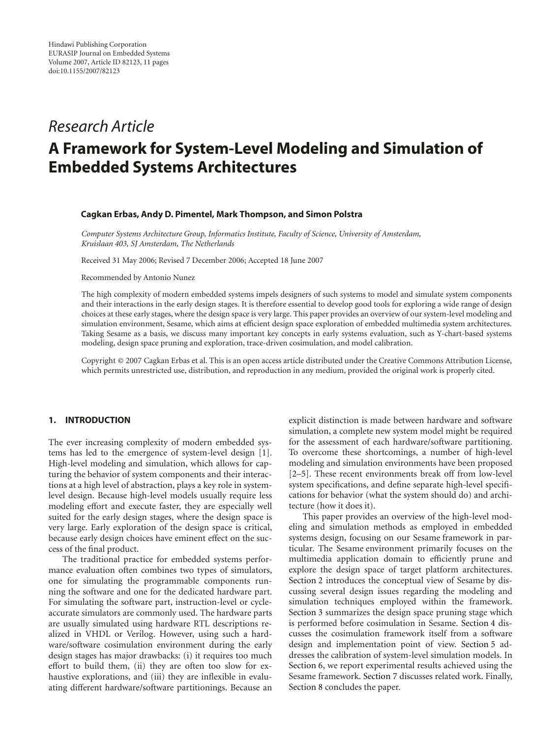Hindawi Publishing Corporation
EURASIP Journal on Embedded Systems
Volume 2007, Article ID 82123, 11 pages
doi:10.1155/2007/82123

*Research Article*

# A Framework for System-Level Modeling and Simulation of Embedded Systems Architectures

**Cagkan Erbas, Andy D. Pimentel, Mark Thompson, and Simon Polstra**

*Computer Systems Architecture Group, Informatics Institute, Faculty of Science, University of Amsterdam, Kruislaan 403, SJ Amsterdam, The Netherlands*

Received 31 May 2006; Revised 7 December 2006; Accepted 18 June 2007

Recommended by Antonio Nunez

The high complexity of modern embedded systems impels designers of such systems to model and simulate system components and their interactions in the early design stages. It is therefore essential to develop good tools for exploring a wide range of design choices at these early stages, where the design space is very large. This paper provides an overview of our system-level modeling and simulation environment, Sesame, which aims at efficient design space exploration of embedded multimedia system architectures. Taking Sesame as a basis, we discuss many important key concepts in early systems evaluation, such as Y-chart-based systems modeling, design space pruning and exploration, trace-driven cosimulation, and model calibration.

Copyright © 2007 Cagkan Erbas et al. This is an open access article distributed under the Creative Commons Attribution License, which permits unrestricted use, distribution, and reproduction in any medium, provided the original work is properly cited.

## 1. INTRODUCTION

The ever increasing complexity of modern embedded systems has led to the emergence of system-level design [1]. High-level modeling and simulation, which allows for capturing the behavior of system components and their interactions at a high level of abstraction, plays a key role in system-level design. Because high-level models usually require less modeling effort and execute faster, they are especially well suited for the early design stages, where the design space is very large. Early exploration of the design space is critical, because early design choices have eminent effect on the success of the final product.

The traditional practice for embedded systems performance evaluation often combines two types of simulators, one for simulating the programmable components running the software and one for the dedicated hardware part. For simulating the software part, instruction-level or cycle-accurate simulators are commonly used. The hardware parts are usually simulated using hardware RTL descriptions realized in VHDL or Verilog. However, using such a hardware/software cosimulation environment during the early design stages has major drawbacks: (i) it requires too much effort to build them, (ii) they are often too slow for exhaustive explorations, and (iii) they are inflexible in evaluating different hardware/software partitionings. Because an explicit distinction is made between hardware and software simulation, a complete new system model might be required for the assessment of each hardware/software partitioning. To overcome these shortcomings, a number of high-level modeling and simulation environments have been proposed [2–5]. These recent environments break off from low-level system specifications, and define separate high-level specifications for behavior (what the system should do) and architecture (how it does it).

This paper provides an overview of the high-level modeling and simulation methods as employed in embedded systems design, focusing on our Sesame framework in particular. The Sesame environment primarily focuses on the multimedia application domain to efficiently prune and explore the design space of target platform architectures. Section 2 introduces the conceptual view of Sesame by discussing several design issues regarding the modeling and simulation techniques employed within the framework. Section 3 summarizes the design space pruning stage which is performed before cosimulation in Sesame. Section 4 discusses the cosimulation framework itself from a software design and implementation point of view. Section 5 addresses the calibration of system-level simulation models. In Section 6, we report experimental results achieved using the Sesame framework. Section 7 discusses related work. Finally, Section 8 concludes the paper.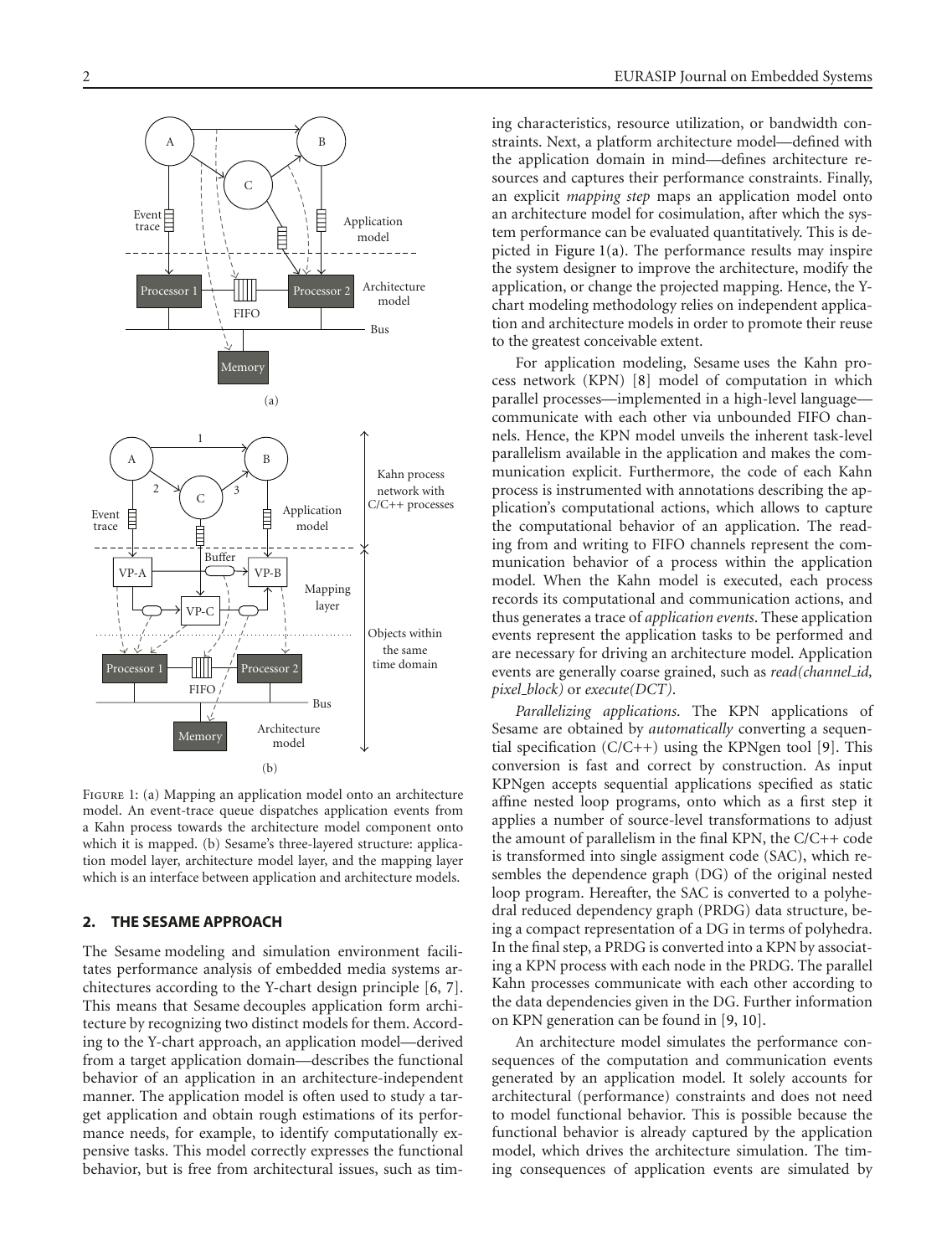Application model

Architecture model

Event trace

Processor 1

FIFO

Processor 2

Bus

Memory

(a)

Kahn process network with C/C++ processes

Application model

Event trace

Buffer

VP-A

VP-B

VP-C

Mapping layer

Objects within the same time domain

Processor 1

FIFO

Processor 2

Bus

Memory

Architecture model

(b)

Figure 1: (a) Mapping an application model onto an architecture model. An event-trace queue dispatches application events from a Kahn process towards the architecture model component onto which it is mapped. (b) Sesame's three-layered structure: application model layer, architecture model layer, and the mapping layer which is an interface between application and architecture models.

## 2. THE SESAME APPROACH

The Sesame modeling and simulation environment facilitates performance analysis of embedded media systems architectures according to the Y-chart design principle [6, 7]. This means that Sesame decouples application form architecture by recognizing two distinct models for them. According to the Y-chart approach, an application model—derived from a target application domain—describes the functional behavior of an application in an architecture-independent manner. The application model is often used to study a target application and obtain rough estimations of its performance needs, for example, to identify computationally expensive tasks. This model correctly expresses the functional behavior, but is free from architectural issues, such as timing characteristics, resource utilization, or bandwidth constraints. Next, a platform architecture model—defined with the application domain in mind—defines architecture resources and captures their performance constraints. Finally, an explicit *mapping step* maps an application model onto an architecture model for cosimulation, after which the system performance can be evaluated quantitatively. This is depicted in Figure 1(a). The performance results may inspire the system designer to improve the architecture, modify the application, or change the projected mapping. Hence, the Y-chart modeling methodology relies on independent application and architecture models in order to promote their reuse to the greatest conceivable extent.

For application modeling, Sesame uses the Kahn process network (KPN) [8] model of computation in which parallel processes—implemented in a high-level language—communicate with each other via unbounded FIFO channels. Hence, the KPN model unveils the inherent task-level parallelism available in the application and makes the communication explicit. Furthermore, the code of each Kahn process is instrumented with annotations describing the application's computational actions, which allows to capture the computational behavior of an application. The reading from and writing to FIFO channels represent the communication behavior of a process within the application model. When the Kahn model is executed, each process records its computational and communication actions, and thus generates a trace of *application events*. These application events represent the application tasks to be performed and are necessary for driving an architecture model. Application events are generally coarse grained, such as *read(channel_id, pixel_block)* or *execute(DCT)*.

*Parallelizing applications*. The KPN applications of Sesame are obtained by *automatically* converting a sequential specification (C/C++) using the KPNgen tool [9]. This conversion is fast and correct by construction. As input KPNgen accepts sequential applications specified as static affine nested loop programs, onto which as a first step it applies a number of source-level transformations to adjust the amount of parallelism in the final KPN, the C/C++ code is transformed into single assigment code (SAC), which resembles the dependence graph (DG) of the original nested loop program. Hereafter, the SAC is converted to a polyhedral reduced dependency graph (PRDG) data structure, being a compact representation of a DG in terms of polyhedra. In the final step, a PRDG is converted into a KPN by associating a KPN process with each node in the PRDG. The parallel Kahn processes communicate with each other according to the data dependencies given in the DG. Further information on KPN generation can be found in [9, 10].

An architecture model simulates the performance consequences of the computation and communication events generated by an application model. It solely accounts for architectural (performance) constraints and does not need to model functional behavior. This is possible because the functional behavior is already captured by the application model, which drives the architecture simulation. The timing consequences of application events are simulated by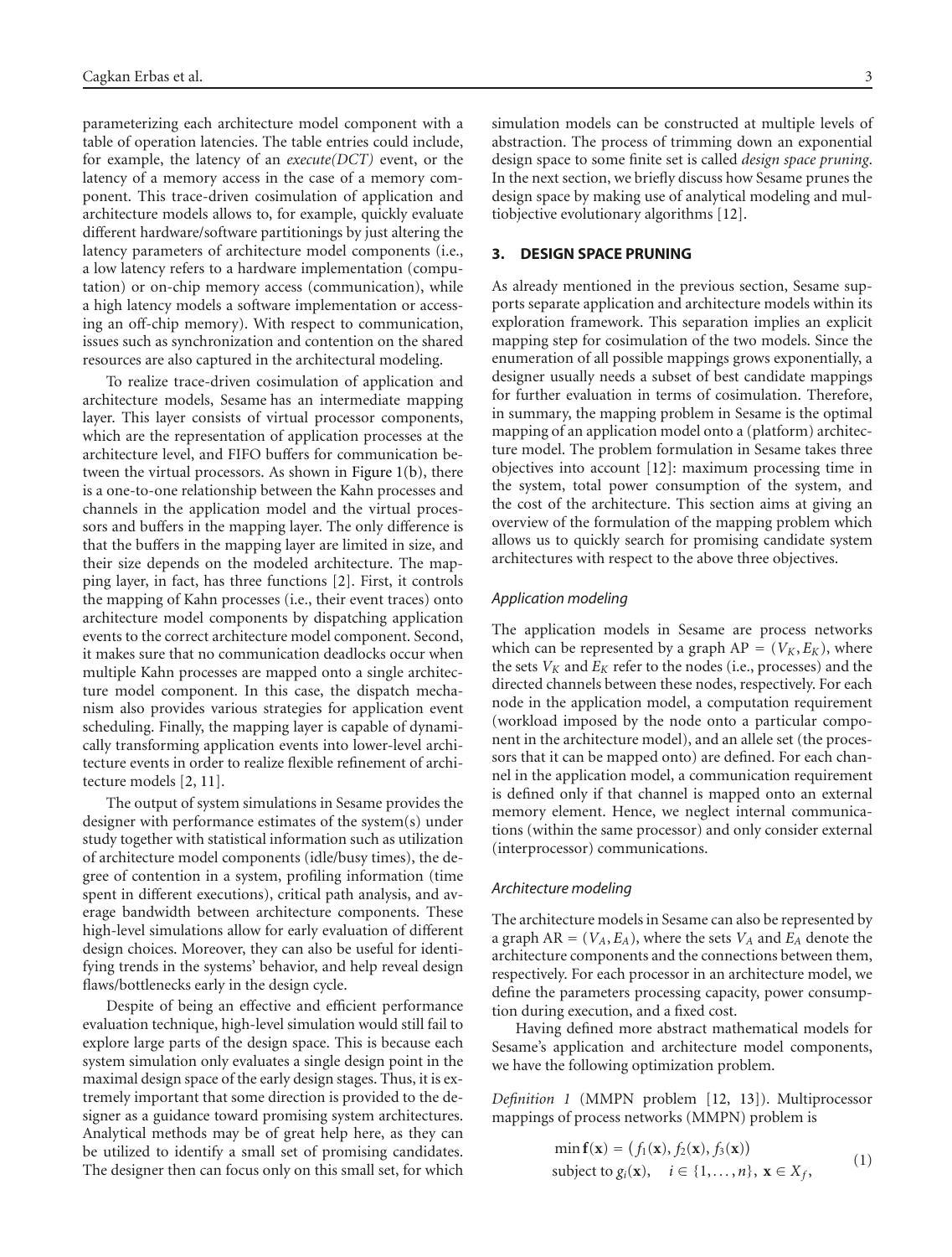parameterizing each architecture model component with a table of operation latencies. The table entries could include, for example, the latency of an *execute(DCT)* event, or the latency of a memory access in the case of a memory component. This trace-driven cosimulation of application and architecture models allows to, for example, quickly evaluate different hardware/software partitionings by just altering the latency parameters of architecture model components (i.e., a low latency refers to a hardware implementation (computation) or on-chip memory access (communication), while a high latency models a software implementation or accessing an off-chip memory). With respect to communication, issues such as synchronization and contention on the shared resources are also captured in the architectural modeling.

To realize trace-driven cosimulation of application and architecture models, Sesame has an intermediate mapping layer. This layer consists of virtual processor components, which are the representation of application processes at the architecture level, and FIFO buffers for communication between the virtual processors. As shown in Figure 1(b), there is a one-to-one relationship between the Kahn processes and channels in the application model and the virtual processors and buffers in the mapping layer. The only difference is that the buffers in the mapping layer are limited in size, and their size depends on the modeled architecture. The mapping layer, in fact, has three functions [2]. First, it controls the mapping of Kahn processes (i.e., their event traces) onto architecture model components by dispatching application events to the correct architecture model component. Second, it makes sure that no communication deadlocks occur when multiple Kahn processes are mapped onto a single architecture model component. In this case, the dispatch mechanism also provides various strategies for application event scheduling. Finally, the mapping layer is capable of dynamically transforming application events into lower-level architecture events in order to realize flexible refinement of architecture models [2, 11].

The output of system simulations in Sesame provides the designer with performance estimates of the system(s) under study together with statistical information such as utilization of architecture model components (idle/busy times), the degree of contention in a system, profiling information (time spent in different executions), critical path analysis, and average bandwidth between architecture components. These high-level simulations allow for early evaluation of different design choices. Moreover, they can also be useful for identifying trends in the systems' behavior, and help reveal design flaws/bottlenecks early in the design cycle.

Despite of being an effective and efficient performance evaluation technique, high-level simulation would still fail to explore large parts of the design space. This is because each system simulation only evaluates a single design point in the maximal design space of the early design stages. Thus, it is extremely important that some direction is provided to the designer as a guidance toward promising system architectures. Analytical methods may be of great help here, as they can be utilized to identify a small set of promising candidates. The designer then can focus only on this small set, for which simulation models can be constructed at multiple levels of abstraction. The process of trimming down an exponential design space to some finite set is called *design space pruning*. In the next section, we briefly discuss how Sesame prunes the design space by making use of analytical modeling and multiobjective evolutionary algorithms [12].

## 3. DESIGN SPACE PRUNING

As already mentioned in the previous section, Sesame supports separate application and architecture models within its exploration framework. This separation implies an explicit mapping step for cosimulation of the two models. Since the enumeration of all possible mappings grows exponentially, a designer usually needs a subset of best candidate mappings for further evaluation in terms of cosimulation. Therefore, in summary, the mapping problem in Sesame is the optimal mapping of an application model onto a (platform) architecture model. The problem formulation in Sesame takes three objectives into account [12]: maximum processing time in the system, total power consumption of the system, and the cost of the architecture. This section aims at giving an overview of the formulation of the mapping problem which allows us to quickly search for promising candidate system architectures with respect to the above three objectives.

### *Application modeling*

The application models in Sesame are process networks which can be represented by a graph $\text{AP} = (V_K, E_K)$, where the sets $V_K$ and $E_K$ refer to the nodes (i.e., processes) and the directed channels between these nodes, respectively. For each node in the application model, a computation requirement (workload imposed by the node onto a particular component in the architecture model), and an allele set (the processors that it can be mapped onto) are defined. For each channel in the application model, a communication requirement is defined only if that channel is mapped onto an external memory element. Hence, we neglect internal communications (within the same processor) and only consider external (interprocessor) communications.

### *Architecture modeling*

The architecture models in Sesame can also be represented by a graph $\text{AR} = (V_A, E_A)$, where the sets $V_A$ and $E_A$ denote the architecture components and the connections between them, respectively. For each processor in an architecture model, we define the parameters processing capacity, power consumption during execution, and a fixed cost.

Having defined more abstract mathematical models for Sesame's application and architecture model components, we have the following optimization problem.

*Definition 1* (MMPN problem [12, 13]). Multiprocessor mappings of process networks (MMPN) problem is

$$\begin{aligned} &\min \mathbf{f}(\mathbf{x}) = \left(f_1(\mathbf{x}), f_2(\mathbf{x}), f_3(\mathbf{x})\right) \\ &\text{subject to } g_i(\mathbf{x}), \quad i \in \{1, \dots, n\},\ \mathbf{x} \in X_f, \end{aligned} \tag{1}$$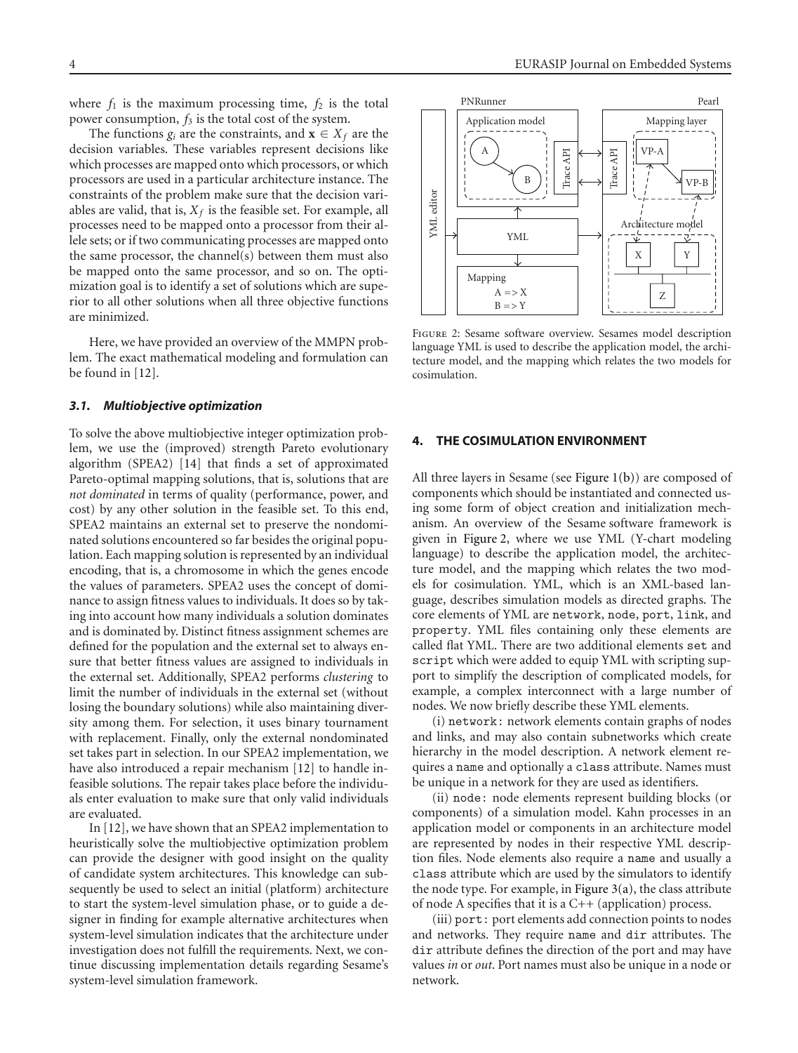where $f_1$ is the maximum processing time, $f_2$ is the total power consumption, $f_3$ is the total cost of the system.

The functions $g_i$ are the constraints, and $\mathbf{x} \in X_f$ are the decision variables. These variables represent decisions like which processes are mapped onto which processors, or which processors are used in a particular architecture instance. The constraints of the problem make sure that the decision variables are valid, that is, $X_f$ is the feasible set. For example, all processes need to be mapped onto a processor from their allele sets; or if two communicating processes are mapped onto the same processor, the channel(s) between them must also be mapped onto the same processor, and so on. The optimization goal is to identify a set of solutions which are superior to all other solutions when all three objective functions are minimized.

Here, we have provided an overview of the MMPN problem. The exact mathematical modeling and formulation can be found in [12].

### 3.1. Multiobjective optimization

To solve the above multiobjective integer optimization problem, we use the (improved) strength Pareto evolutionary algorithm (SPEA2) [14] that finds a set of approximated Pareto-optimal mapping solutions, that is, solutions that are *not dominated* in terms of quality (performance, power, and cost) by any other solution in the feasible set. To this end, SPEA2 maintains an external set to preserve the nondominated solutions encountered so far besides the original population. Each mapping solution is represented by an individual encoding, that is, a chromosome in which the genes encode the values of parameters. SPEA2 uses the concept of dominance to assign fitness values to individuals. It does so by taking into account how many individuals a solution dominates and is dominated by. Distinct fitness assignment schemes are defined for the population and the external set to always ensure that better fitness values are assigned to individuals in the external set. Additionally, SPEA2 performs *clustering* to limit the number of individuals in the external set (without losing the boundary solutions) while also maintaining diversity among them. For selection, it uses binary tournament with replacement. Finally, only the external nondominated set takes part in selection. In our SPEA2 implementation, we have also introduced a repair mechanism [12] to handle infeasible solutions. The repair takes place before the individuals enter evaluation to make sure that only valid individuals are evaluated.

In [12], we have shown that an SPEA2 implementation to heuristically solve the multiobjective optimization problem can provide the designer with good insight on the quality of candidate system architectures. This knowledge can subsequently be used to select an initial (platform) architecture to start the system-level simulation phase, or to guide a designer in finding for example alternative architectures when system-level simulation indicates that the architecture under investigation does not fulfill the requirements. Next, we continue discussing implementation details regarding Sesame's system-level simulation framework.

Figure 2: Sesame software overview. Sesames model description language YML is used to describe the application model, the architecture model, and the mapping which relates the two models for cosimulation.

## 4. THE COSIMULATION ENVIRONMENT

All three layers in Sesame (see Figure 1(b)) are composed of components which should be instantiated and connected using some form of object creation and initialization mechanism. An overview of the Sesame software framework is given in Figure 2, where we use YML (Y-chart modeling language) to describe the application model, the architecture model, and the mapping which relates the two models for cosimulation. YML, which is an XML-based language, describes simulation models as directed graphs. The core elements of YML are `network`, `node`, `port`, `link`, and `property`. YML files containing only these elements are called flat YML. There are two additional elements `set` and `script` which were added to equip YML with scripting support to simplify the description of complicated models, for example, a complex interconnect with a large number of nodes. We now briefly describe these YML elements.

(i) `network`: network elements contain graphs of nodes and links, and may also contain subnetworks which create hierarchy in the model description. A network element requires a `name` and optionally a `class` attribute. Names must be unique in a network for they are used as identifiers.

(ii) `node`: node elements represent building blocks (or components) of a simulation model. Kahn processes in an application model or components in an architecture model are represented by nodes in their respective YML description files. Node elements also require a `name` and usually a `class` attribute which are used by the simulators to identify the node type. For example, in Figure 3(a), the class attribute of node A specifies that it is a C++ (application) process.

(iii) `port`: port elements add connection points to nodes and networks. They require `name` and `dir` attributes. The `dir` attribute defines the direction of the port and may have values *in* or *out*. Port names must also be unique in a node or network.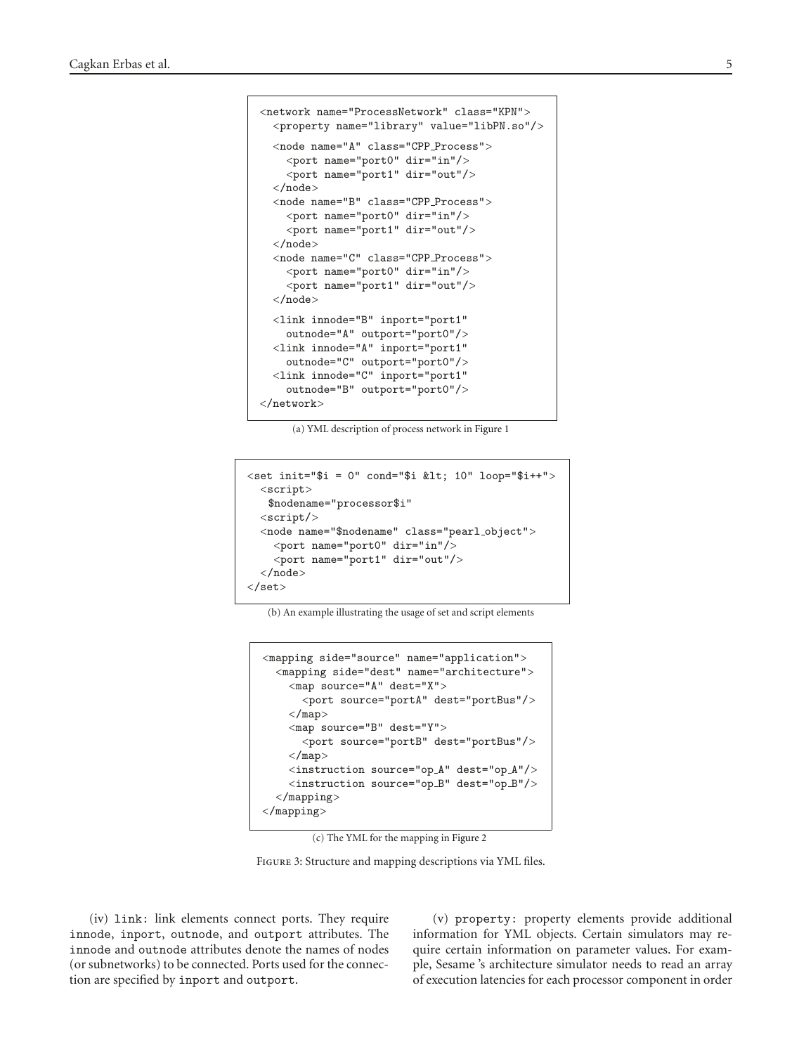```
<network name="ProcessNetwork" class="KPN">
  <property name="library" value="libPN.so"/>
  <node name="A" class="CPP_Process">
    <port name="port0" dir="in"/>
    <port name="port1" dir="out"/>
  </node>
  <node name="B" class="CPP_Process">
    <port name="port0" dir="in"/>
    <port name="port1" dir="out"/>
  </node>
  <node name="C" class="CPP_Process">
    <port name="port0" dir="in"/>
    <port name="port1" dir="out"/>
  </node>
  <link innode="B" inport="port1"
    outnode="A" outport="port0"/>
  <link innode="A" inport="port1"
    outnode="C" outport="port0"/>
  <link innode="C" inport="port1"
    outnode="B" outport="port0"/>
</network>
```

(a) YML description of process network in Figure 1

```
<set init="$i = 0" cond="$i &lt; 10" loop="$i++">
  <script>
   $nodename="processor$i"
  <script/>
  <node name="$nodename" class="pearl_object">
    <port name="port0" dir="in"/>
    <port name="port1" dir="out"/>
  </node>
</set>
```

(b) An example illustrating the usage of set and script elements

```
<mapping side="source" name="application">
  <mapping side="dest" name="architecture">
    <map source="A" dest="X">
      <port source="portA" dest="portBus"/>
    </map>
    <map source="B" dest="Y">
      <port source="portB" dest="portBus"/>
    </map>
    <instruction source="op_A" dest="op_A"/>
    <instruction source="op_B" dest="op_B"/>
  </mapping>
</mapping>
```

(c) The YML for the mapping in Figure 2

Figure 3: Structure and mapping descriptions via YML files.

(iv) `link`: link elements connect ports. They require `innode`, `inport`, `outnode`, and `outport` attributes. The `innode` and `outnode` attributes denote the names of nodes (or subnetworks) to be connected. Ports used for the connection are specified by `inport` and `outport`.

(v) `property`: property elements provide additional information for YML objects. Certain simulators may require certain information on parameter values. For example, Sesame 's architecture simulator needs to read an array of execution latencies for each processor component in order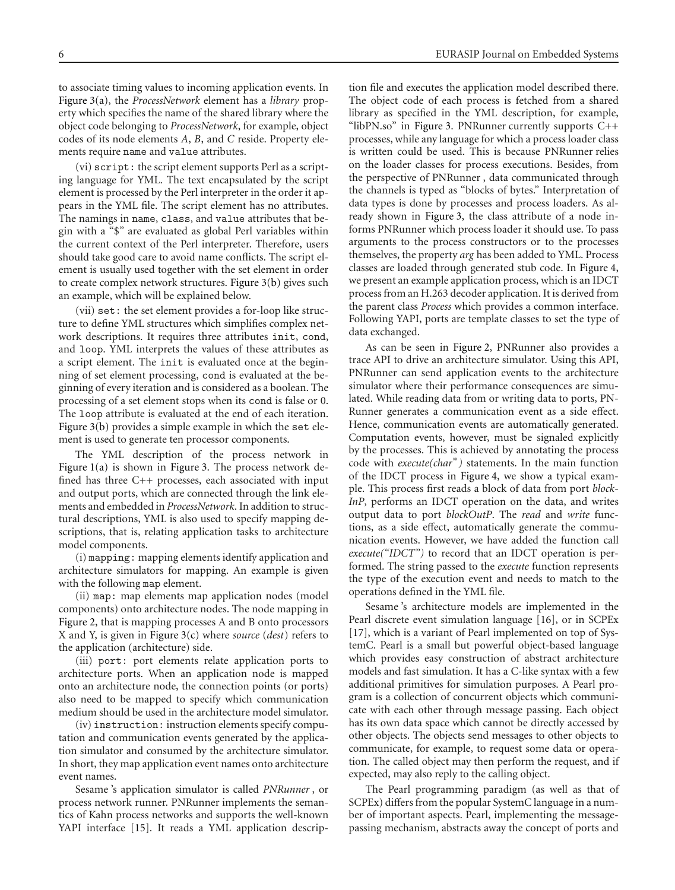to associate timing values to incoming application events. In Figure 3(a), the *ProcessNetwork* element has a *library* property which specifies the name of the shared library where the object code belonging to *ProcessNetwork*, for example, object codes of its node elements *A*, *B*, and *C* reside. Property elements require `name` and `value` attributes.

(vi) `script`: the script element supports Perl as a scripting language for YML. The text encapsulated by the script element is processed by the Perl interpreter in the order it appears in the YML file. The script element has no attributes. The namings in `name`, `class`, and `value` attributes that begin with a "$" are evaluated as global Perl variables within the current context of the Perl interpreter. Therefore, users should take good care to avoid name conflicts. The script element is usually used together with the set element in order to create complex network structures. Figure 3(b) gives such an example, which will be explained below.

(vii) `set`: the set element provides a for-loop like structure to define YML structures which simplifies complex network descriptions. It requires three attributes `init`, `cond`, and `loop`. YML interprets the values of these attributes as a script element. The `init` is evaluated once at the beginning of set element processing, `cond` is evaluated at the beginning of every iteration and is considered as a boolean. The processing of a set element stops when its `cond` is false or 0. The `loop` attribute is evaluated at the end of each iteration. Figure 3(b) provides a simple example in which the `set` element is used to generate ten processor components.

The YML description of the process network in Figure 1(a) is shown in Figure 3. The process network defined has three C++ processes, each associated with input and output ports, which are connected through the link elements and embedded in *ProcessNetwork*. In addition to structural descriptions, YML is also used to specify mapping descriptions, that is, relating application tasks to architecture model components.

(i) `mapping`: mapping elements identify application and architecture simulators for mapping. An example is given with the following `map` element.

(ii) `map`: map elements map application nodes (model components) onto architecture nodes. The node mapping in Figure 2, that is mapping processes A and B onto processors X and Y, is given in Figure 3(c) where *source* (*dest*) refers to the application (architecture) side.

(iii) `port`: port elements relate application ports to architecture ports. When an application node is mapped onto an architecture node, the connection points (or ports) also need to be mapped to specify which communication medium should be used in the architecture model simulator.

(iv) `instruction`: instruction elements specify computation and communication events generated by the application simulator and consumed by the architecture simulator. In short, they map application event names onto architecture event names.

Sesame 's application simulator is called *PNRunner* , or process network runner. PNRunner implements the semantics of Kahn process networks and supports the well-known YAPI interface [15]. It reads a YML application description file and executes the application model described there. The object code of each process is fetched from a shared library as specified in the YML description, for example, "libPN.so" in Figure 3. PNRunner currently supports C++ processes, while any language for which a process loader class is written could be used. This is because PNRunner relies on the loader classes for process executions. Besides, from the perspective of PNRunner , data communicated through the channels is typed as "blocks of bytes." Interpretation of data types is done by processes and process loaders. As already shown in Figure 3, the class attribute of a node informs PNRunner which process loader it should use. To pass arguments to the process constructors or to the processes themselves, the property *arg* has been added to YML. Process classes are loaded through generated stub code. In Figure 4, we present an example application process, which is an IDCT process from an H.263 decoder application. It is derived from the parent class *Process* which provides a common interface. Following YAPI, ports are template classes to set the type of data exchanged.

As can be seen in Figure 2, PNRunner also provides a trace API to drive an architecture simulator. Using this API, PNRunner can send application events to the architecture simulator where their performance consequences are simulated. While reading data from or writing data to ports, PNRunner generates a communication event as a side effect. Hence, communication events are automatically generated. Computation events, however, must be signaled explicitly by the processes. This is achieved by annotating the process code with *execute(char*)* statements. In the main function of the IDCT process in Figure 4, we show a typical example. This process first reads a block of data from port *blockInP*, performs an IDCT operation on the data, and writes output data to port *blockOutP*. The *read* and *write* functions, as a side effect, automatically generate the communication events. However, we have added the function call *execute("IDCT")* to record that an IDCT operation is performed. The string passed to the *execute* function represents the type of the execution event and needs to match to the operations defined in the YML file.

Sesame 's architecture models are implemented in the Pearl discrete event simulation language [16], or in SCPEx [17], which is a variant of Pearl implemented on top of SystemC. Pearl is a small but powerful object-based language which provides easy construction of abstract architecture models and fast simulation. It has a C-like syntax with a few additional primitives for simulation purposes. A Pearl program is a collection of concurrent objects which communicate with each other through message passing. Each object has its own data space which cannot be directly accessed by other objects. The objects send messages to other objects to communicate, for example, to request some data or operation. The called object may then perform the request, and if expected, may also reply to the calling object.

The Pearl programming paradigm (as well as that of SCPEx) differs from the popular SystemC language in a number of important aspects. Pearl, implementing the message-passing mechanism, abstracts away the concept of ports and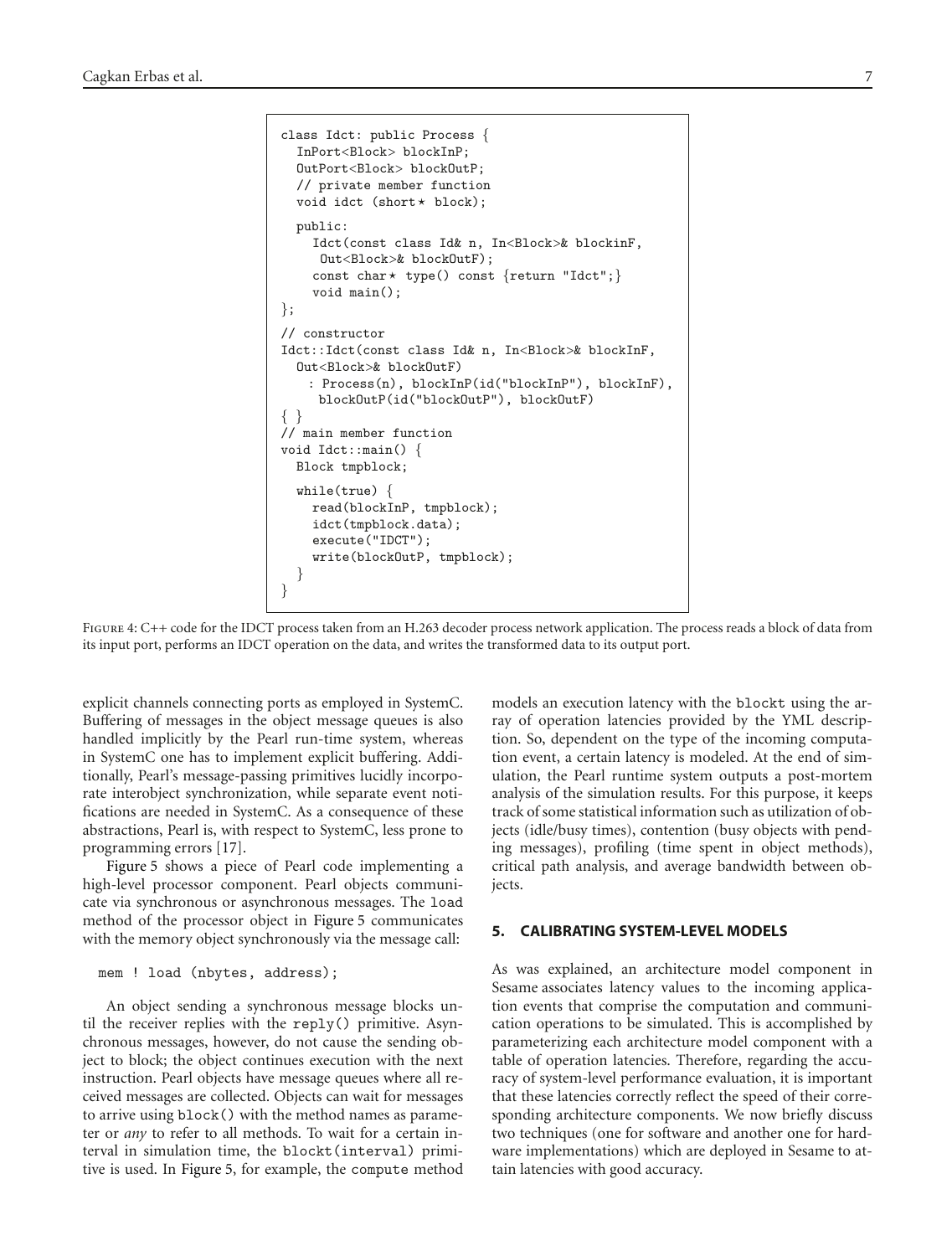```
class Idct: public Process {
  InPort<Block> blockInP;
  OutPort<Block> blockOutP;
  // private member function
  void idct (short* block);

  public:
    Idct(const class Id& n, In<Block>& blockinF,
     Out<Block>& blockOutF);
    const char* type() const {return "Idct";}
    void main();
};
// constructor
Idct::Idct(const class Id& n, In<Block>& blockInF,
  Out<Block>& blockOutF)
    : Process(n), blockInP(id("blockInP"), blockInF),
     blockOutP(id("blockOutP"), blockOutF)
{ }
// main member function
void Idct::main() {
  Block tmpblock;

  while(true) {
    read(blockInP, tmpblock);
    idct(tmpblock.data);
    execute("IDCT");
    write(blockOutP, tmpblock);
  }
}
```

Figure 4: C++ code for the IDCT process taken from an H.263 decoder process network application. The process reads a block of data from its input port, performs an IDCT operation on the data, and writes the transformed data to its output port.

explicit channels connecting ports as employed in SystemC. Buffering of messages in the object message queues is also handled implicitly by the Pearl run-time system, whereas in SystemC one has to implement explicit buffering. Additionally, Pearl's message-passing primitives lucidly incorporate interobject synchronization, while separate event notifications are needed in SystemC. As a consequence of these abstractions, Pearl is, with respect to SystemC, less prone to programming errors [17].

Figure 5 shows a piece of Pearl code implementing a high-level processor component. Pearl objects communicate via synchronous or asynchronous messages. The `load` method of the processor object in Figure 5 communicates with the memory object synchronously via the message call:

```
mem ! load (nbytes, address);
```

An object sending a synchronous message blocks until the receiver replies with the `reply()` primitive. Asynchronous messages, however, do not cause the sending object to block; the object continues execution with the next instruction. Pearl objects have message queues where all received messages are collected. Objects can wait for messages to arrive using `block()` with the method names as parameter or *any* to refer to all methods. To wait for a certain interval in simulation time, the `blockt(interval)` primitive is used. In Figure 5, for example, the `compute` method models an execution latency with the `blockt` using the array of operation latencies provided by the YML description. So, dependent on the type of the incoming computation event, a certain latency is modeled. At the end of simulation, the Pearl runtime system outputs a post-mortem analysis of the simulation results. For this purpose, it keeps track of some statistical information such as utilization of objects (idle/busy times), contention (busy objects with pending messages), profiling (time spent in object methods), critical path analysis, and average bandwidth between objects.

## 5. CALIBRATING SYSTEM-LEVEL MODELS

As was explained, an architecture model component in Sesame associates latency values to the incoming application events that comprise the computation and communication operations to be simulated. This is accomplished by parameterizing each architecture model component with a table of operation latencies. Therefore, regarding the accuracy of system-level performance evaluation, it is important that these latencies correctly reflect the speed of their corresponding architecture components. We now briefly discuss two techniques (one for software and another one for hardware implementations) which are deployed in Sesame to attain latencies with good accuracy.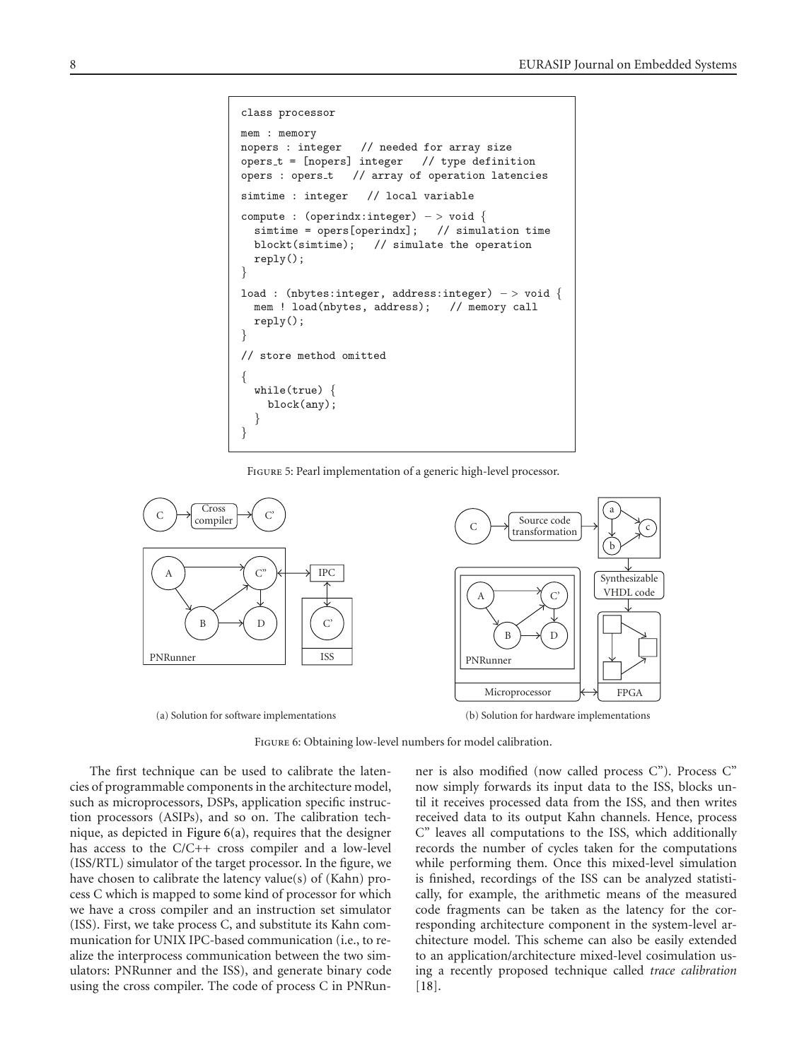```
class processor

mem : memory
nopers : integer   // needed for array size
opers_t = [nopers] integer   // type definition
opers : opers_t   // array of operation latencies

simtime : integer   // local variable

compute : (operindx:integer) -> void {
  simtime = opers[operindx];   // simulation time
  blockt(simtime);   // simulate the operation
  reply();
}

load : (nbytes:integer, address:integer) -> void {
  mem ! load(nbytes, address);   // memory call
  reply();
}

// store method omitted

{
  while(true) {
    block(any);
  }
}
```

Figure 5: Pearl implementation of a generic high-level processor.

C
Cross compiler
C'
A
C"
B
D
PNRunner
IPC
C'
ISS

(a) Solution for software implementations

C
Source code transformation
a
b
c
Synthesizable VHDL code
A
C'
B
D
PNRunner
Microprocessor
FPGA

(b) Solution for hardware implementations

Figure 6: Obtaining low-level numbers for model calibration.

The first technique can be used to calibrate the latencies of programmable components in the architecture model, such as microprocessors, DSPs, application specific instruction processors (ASIPs), and so on. The calibration technique, as depicted in Figure 6(a), requires that the designer has access to the C/C++ cross compiler and a low-level (ISS/RTL) simulator of the target processor. In the figure, we have chosen to calibrate the latency value(s) of (Kahn) process C which is mapped to some kind of processor for which we have a cross compiler and an instruction set simulator (ISS). First, we take process C, and substitute its Kahn communication for UNIX IPC-based communication (i.e., to realize the interprocess communication between the two simulators: PNRunner and the ISS), and generate binary code using the cross compiler. The code of process C in PNRunner is also modified (now called process C"). Process C" now simply forwards its input data to the ISS, blocks until it receives processed data from the ISS, and then writes received data to its output Kahn channels. Hence, process C" leaves all computations to the ISS, which additionally records the number of cycles taken for the computations while performing them. Once this mixed-level simulation is finished, recordings of the ISS can be analyzed statistically, for example, the arithmetic means of the measured code fragments can be taken as the latency for the corresponding architecture component in the system-level architecture model. This scheme can also be easily extended to an application/architecture mixed-level cosimulation using a recently proposed technique called *trace calibration* [18].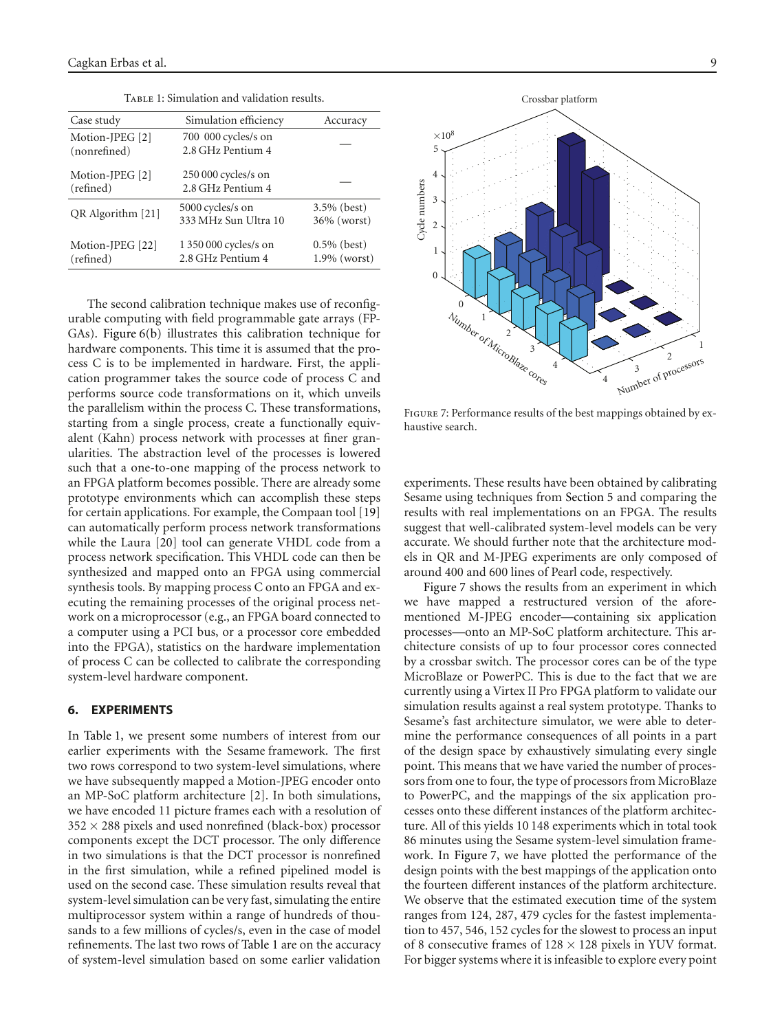Table 1: Simulation and validation results.

| Case study | Simulation efficiency | Accuracy |
|---|---|---|
| Motion-JPEG [2] (nonrefined) | 700 000 cycles/s on 2.8 GHz Pentium 4 | — |
| Motion-JPEG [2] (refined) | 250 000 cycles/s on 2.8 GHz Pentium 4 | — |
| QR Algorithm [21] | 5000 cycles/s on 333 MHz Sun Ultra 10 | 3.5% (best) 36% (worst) |
| Motion-JPEG [22] (refined) | 1 350 000 cycles/s on 2.8 GHz Pentium 4 | 0.5% (best) 1.9% (worst) |

The second calibration technique makes use of reconfigurable computing with field programmable gate arrays (FPGAs). Figure 6(b) illustrates this calibration technique for hardware components. This time it is assumed that the process C is to be implemented in hardware. First, the application programmer takes the source code of process C and performs source code transformations on it, which unveils the parallelism within the process C. These transformations, starting from a single process, create a functionally equivalent (Kahn) process network with processes at finer granularities. The abstraction level of the processes is lowered such that a one-to-one mapping of the process network to an FPGA platform becomes possible. There are already some prototype environments which can accomplish these steps for certain applications. For example, the Compaan tool [19] can automatically perform process network transformations while the Laura [20] tool can generate VHDL code from a process network specification. This VHDL code can then be synthesized and mapped onto an FPGA using commercial synthesis tools. By mapping process C onto an FPGA and executing the remaining processes of the original process network on a microprocessor (e.g., an FPGA board connected to a computer using a PCI bus, or a processor core embedded into the FPGA), statistics on the hardware implementation of process C can be collected to calibrate the corresponding system-level hardware component.

## 6. EXPERIMENTS

In Table 1, we present some numbers of interest from our earlier experiments with the Sesame framework. The first two rows correspond to two system-level simulations, where we have subsequently mapped a Motion-JPEG encoder onto an MP-SoC platform architecture [2]. In both simulations, we have encoded 11 picture frames each with a resolution of $352 \times 288$ pixels and used nonrefined (black-box) processor components except the DCT processor. The only difference in two simulations is that the DCT processor is nonrefined in the first simulation, while a refined pipelined model is used on the second case. These simulation results reveal that system-level simulation can be very fast, simulating the entire multiprocessor system within a range of hundreds of thousands to a few millions of cycles/s, even in the case of model refinements. The last two rows of Table 1 are on the accuracy of system-level simulation based on some earlier validation experiments. These results have been obtained by calibrating Sesame using techniques from Section 5 and comparing the results with real implementations on an FPGA. The results suggest that well-calibrated system-level models can be very accurate. We should further note that the architecture models in QR and M-JPEG experiments are only composed of around 400 and 600 lines of Pearl code, respectively.

Figure 7: Performance results of the best mappings obtained by exhaustive search.

Figure 7 shows the results from an experiment in which we have mapped a restructured version of the aforementioned M-JPEG encoder—containing six application processes—onto an MP-SoC platform architecture. This architecture consists of up to four processor cores connected by a crossbar switch. The processor cores can be of the type MicroBlaze or PowerPC. This is due to the fact that we are currently using a Virtex II Pro FPGA platform to validate our simulation results against a real system prototype. Thanks to Sesame's fast architecture simulator, we were able to determine the performance consequences of all points in a part of the design space by exhaustively simulating every single point. This means that we have varied the number of processors from one to four, the type of processors from MicroBlaze to PowerPC, and the mappings of the six application processes onto these different instances of the platform architecture. All of this yields 10 148 experiments which in total took 86 minutes using the Sesame system-level simulation framework. In Figure 7, we have plotted the performance of the design points with the best mappings of the application onto the fourteen different instances of the platform architecture. We observe that the estimated execution time of the system ranges from 124, 287, 479 cycles for the fastest implementation to 457, 546, 152 cycles for the slowest to process an input of 8 consecutive frames of $128 \times 128$ pixels in YUV format. For bigger systems where it is infeasible to explore every point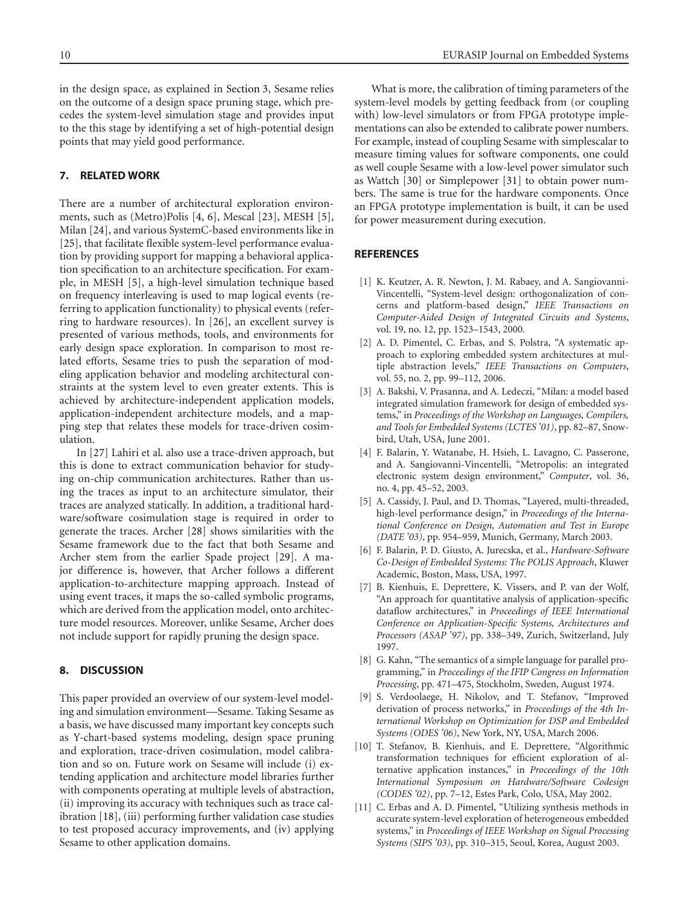in the design space, as explained in Section 3, Sesame relies on the outcome of a design space pruning stage, which precedes the system-level simulation stage and provides input to the this stage by identifying a set of high-potential design points that may yield good performance.

## 7. RELATED WORK

There are a number of architectural exploration environments, such as (Metro)Polis [4, 6], Mescal [23], MESH [5], Milan [24], and various SystemC-based environments like in [25], that facilitate flexible system-level performance evaluation by providing support for mapping a behavioral application specification to an architecture specification. For example, in MESH [5], a high-level simulation technique based on frequency interleaving is used to map logical events (referring to application functionality) to physical events (referring to hardware resources). In [26], an excellent survey is presented of various methods, tools, and environments for early design space exploration. In comparison to most related efforts, Sesame tries to push the separation of modeling application behavior and modeling architectural constraints at the system level to even greater extents. This is achieved by architecture-independent application models, application-independent architecture models, and a mapping step that relates these models for trace-driven cosimulation.

In [27] Lahiri et al. also use a trace-driven approach, but this is done to extract communication behavior for studying on-chip communication architectures. Rather than using the traces as input to an architecture simulator, their traces are analyzed statically. In addition, a traditional hardware/software cosimulation stage is required in order to generate the traces. Archer [28] shows similarities with the Sesame framework due to the fact that both Sesame and Archer stem from the earlier Spade project [29]. A major difference is, however, that Archer follows a different application-to-architecture mapping approach. Instead of using event traces, it maps the so-called symbolic programs, which are derived from the application model, onto architecture model resources. Moreover, unlike Sesame, Archer does not include support for rapidly pruning the design space.

## 8. DISCUSSION

This paper provided an overview of our system-level modeling and simulation environment—Sesame. Taking Sesame as a basis, we have discussed many important key concepts such as Y-chart-based systems modeling, design space pruning and exploration, trace-driven cosimulation, model calibration and so on. Future work on Sesame will include (i) extending application and architecture model libraries further with components operating at multiple levels of abstraction, (ii) improving its accuracy with techniques such as trace calibration [18], (iii) performing further validation case studies to test proposed accuracy improvements, and (iv) applying Sesame to other application domains.

What is more, the calibration of timing parameters of the system-level models by getting feedback from (or coupling with) low-level simulators or from FPGA prototype implementations can also be extended to calibrate power numbers. For example, instead of coupling Sesame with simplescalar to measure timing values for software components, one could as well couple Sesame with a low-level power simulator such as Wattch [30] or Simplepower [31] to obtain power numbers. The same is true for the hardware components. Once an FPGA prototype implementation is built, it can be used for power measurement during execution.

## REFERENCES

[1] K. Keutzer, A. R. Newton, J. M. Rabaey, and A. Sangiovanni-Vincentelli, "System-level design: orthogonalization of concerns and platform-based design," *IEEE Transactions on Computer-Aided Design of Integrated Circuits and Systems*, vol. 19, no. 12, pp. 1523–1543, 2000.

[2] A. D. Pimentel, C. Erbas, and S. Polstra, "A systematic approach to exploring embedded system architectures at multiple abstraction levels," *IEEE Transactions on Computers*, vol. 55, no. 2, pp. 99–112, 2006.

[3] A. Bakshi, V. Prasanna, and A. Ledeczi, "Milan: a model based integrated simulation framework for design of embedded systems," in *Proceedings of the Workshop on Languages, Compilers, and Tools for Embedded Systems (LCTES '01)*, pp. 82–87, Snowbird, Utah, USA, June 2001.

[4] F. Balarin, Y. Watanabe, H. Hsieh, L. Lavagno, C. Passerone, and A. Sangiovanni-Vincentelli, "Metropolis: an integrated electronic system design environment," *Computer*, vol. 36, no. 4, pp. 45–52, 2003.

[5] A. Cassidy, J. Paul, and D. Thomas, "Layered, multi-threaded, high-level performance design," in *Proceedings of the International Conference on Design, Automation and Test in Europe (DATE '03)*, pp. 954–959, Munich, Germany, March 2003.

[6] F. Balarin, P. D. Giusto, A. Jurecska, et al., *Hardware-Software Co-Design of Embedded Systems: The POLIS Approach*, Kluwer Academic, Boston, Mass, USA, 1997.

[7] B. Kienhuis, E. Deprettere, K. Vissers, and P. van der Wolf, "An approach for quantitative analysis of application-specific dataflow architectures," in *Proceedings of IEEE International Conference on Application-Specific Systems, Architectures and Processors (ASAP '97)*, pp. 338–349, Zurich, Switzerland, July 1997.

[8] G. Kahn, "The semantics of a simple language for parallel programming," in *Proceedings of the IFIP Congress on Information Processing*, pp. 471–475, Stockholm, Sweden, August 1974.

[9] S. Verdoolaege, H. Nikolov, and T. Stefanov, "Improved derivation of process networks," in *Proceedings of the 4th International Workshop on Optimization for DSP and Embedded Systems (ODES '06)*, New York, NY, USA, March 2006.

[10] T. Stefanov, B. Kienhuis, and E. Deprettere, "Algorithmic transformation techniques for efficient exploration of alternative application instances," in *Proceedings of the 10th International Symposium on Hardware/Software Codesign (CODES '02)*, pp. 7–12, Estes Park, Colo, USA, May 2002.

[11] C. Erbas and A. D. Pimentel, "Utilizing synthesis methods in accurate system-level exploration of heterogeneous embedded systems," in *Proceedings of IEEE Workshop on Signal Processing Systems (SIPS '03)*, pp. 310–315, Seoul, Korea, August 2003.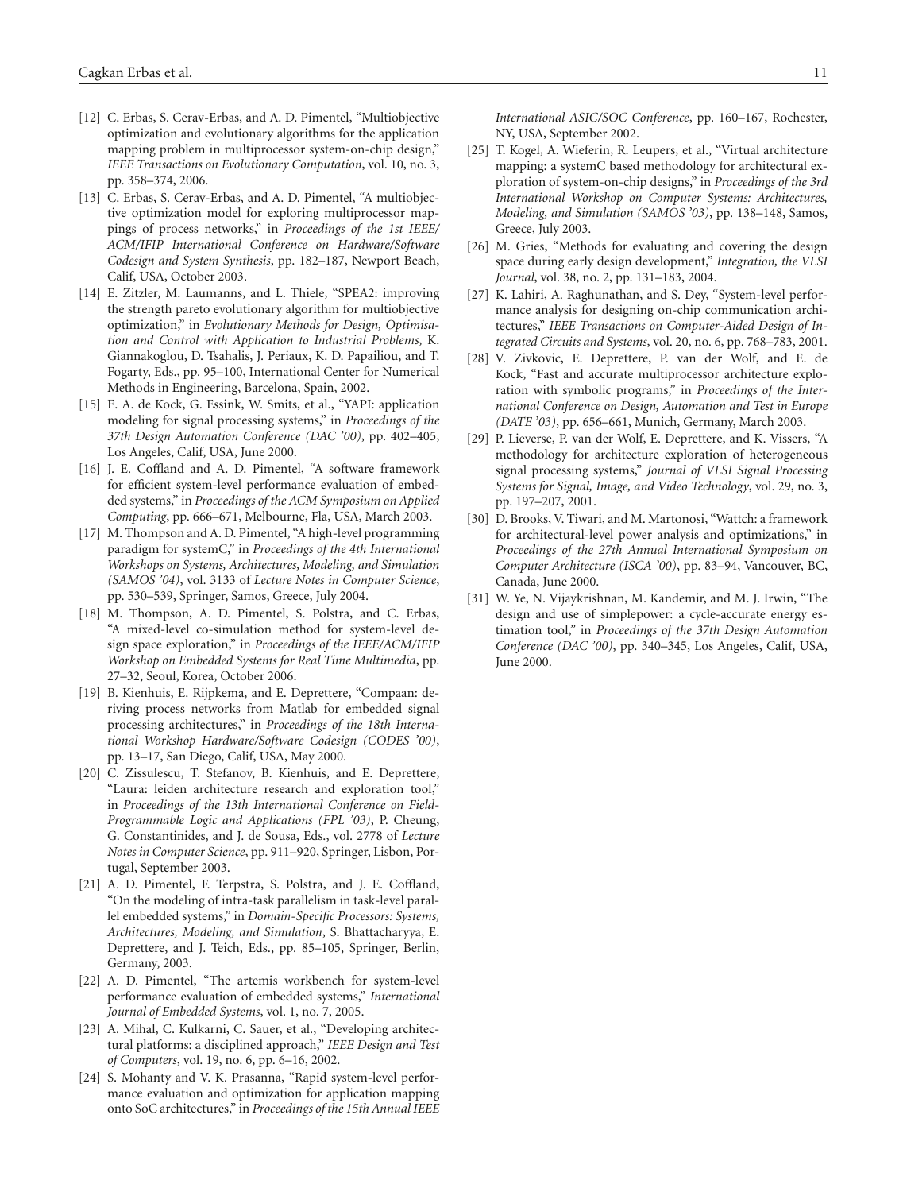[12] C. Erbas, S. Cerav-Erbas, and A. D. Pimentel, "Multiobjective optimization and evolutionary algorithms for the application mapping problem in multiprocessor system-on-chip design," *IEEE Transactions on Evolutionary Computation*, vol. 10, no. 3, pp. 358–374, 2006.

[13] C. Erbas, S. Cerav-Erbas, and A. D. Pimentel, "A multiobjective optimization model for exploring multiprocessor mappings of process networks," in *Proceedings of the 1st IEEE/ACM/IFIP International Conference on Hardware/Software Codesign and System Synthesis*, pp. 182–187, Newport Beach, Calif, USA, October 2003.

[14] E. Zitzler, M. Laumanns, and L. Thiele, "SPEA2: improving the strength pareto evolutionary algorithm for multiobjective optimization," in *Evolutionary Methods for Design, Optimisation and Control with Application to Industrial Problems*, K. Giannakoglou, D. Tsahalis, J. Periaux, K. D. Papailiou, and T. Fogarty, Eds., pp. 95–100, International Center for Numerical Methods in Engineering, Barcelona, Spain, 2002.

[15] E. A. de Kock, G. Essink, W. Smits, et al., "YAPI: application modeling for signal processing systems," in *Proceedings of the 37th Design Automation Conference (DAC '00)*, pp. 402–405, Los Angeles, Calif, USA, June 2000.

[16] J. E. Coffland and A. D. Pimentel, "A software framework for efficient system-level performance evaluation of embedded systems," in *Proceedings of the ACM Symposium on Applied Computing*, pp. 666–671, Melbourne, Fla, USA, March 2003.

[17] M. Thompson and A. D. Pimentel, "A high-level programming paradigm for systemC," in *Proceedings of the 4th International Workshops on Systems, Architectures, Modeling, and Simulation (SAMOS '04)*, vol. 3133 of *Lecture Notes in Computer Science*, pp. 530–539, Springer, Samos, Greece, July 2004.

[18] M. Thompson, A. D. Pimentel, S. Polstra, and C. Erbas, "A mixed-level co-simulation method for system-level design space exploration," in *Proceedings of the IEEE/ACM/IFIP Workshop on Embedded Systems for Real Time Multimedia*, pp. 27–32, Seoul, Korea, October 2006.

[19] B. Kienhuis, E. Rijpkema, and E. Deprettere, "Compaan: deriving process networks from Matlab for embedded signal processing architectures," in *Proceedings of the 18th International Workshop Hardware/Software Codesign (CODES '00)*, pp. 13–17, San Diego, Calif, USA, May 2000.

[20] C. Zissulescu, T. Stefanov, B. Kienhuis, and E. Deprettere, "Laura: leiden architecture research and exploration tool," in *Proceedings of the 13th International Conference on Field-Programmable Logic and Applications (FPL '03)*, P. Cheung, G. Constantinides, and J. de Sousa, Eds., vol. 2778 of *Lecture Notes in Computer Science*, pp. 911–920, Springer, Lisbon, Portugal, September 2003.

[21] A. D. Pimentel, F. Terpstra, S. Polstra, and J. E. Coffland, "On the modeling of intra-task parallelism in task-level parallel embedded systems," in *Domain-Specific Processors: Systems, Architectures, Modeling, and Simulation*, S. Bhattacharyya, E. Deprettere, and J. Teich, Eds., pp. 85–105, Springer, Berlin, Germany, 2003.

[22] A. D. Pimentel, "The artemis workbench for system-level performance evaluation of embedded systems," *International Journal of Embedded Systems*, vol. 1, no. 7, 2005.

[23] A. Mihal, C. Kulkarni, C. Sauer, et al., "Developing architectural platforms: a disciplined approach," *IEEE Design and Test of Computers*, vol. 19, no. 6, pp. 6–16, 2002.

[24] S. Mohanty and V. K. Prasanna, "Rapid system-level performance evaluation and optimization for application mapping onto SoC architectures," in *Proceedings of the 15th Annual IEEE International ASIC/SOC Conference*, pp. 160–167, Rochester, NY, USA, September 2002.

[25] T. Kogel, A. Wieferin, R. Leupers, et al., "Virtual architecture mapping: a systemC based methodology for architectural exploration of system-on-chip designs," in *Proceedings of the 3rd International Workshop on Computer Systems: Architectures, Modeling, and Simulation (SAMOS '03)*, pp. 138–148, Samos, Greece, July 2003.

[26] M. Gries, "Methods for evaluating and covering the design space during early design development," *Integration, the VLSI Journal*, vol. 38, no. 2, pp. 131–183, 2004.

[27] K. Lahiri, A. Raghunathan, and S. Dey, "System-level performance analysis for designing on-chip communication architectures," *IEEE Transactions on Computer-Aided Design of Integrated Circuits and Systems*, vol. 20, no. 6, pp. 768–783, 2001.

[28] V. Zivkovic, E. Deprettere, P. van der Wolf, and E. de Kock, "Fast and accurate multiprocessor architecture exploration with symbolic programs," in *Proceedings of the International Conference on Design, Automation and Test in Europe (DATE '03)*, pp. 656–661, Munich, Germany, March 2003.

[29] P. Lieverse, P. van der Wolf, E. Deprettere, and K. Vissers, "A methodology for architecture exploration of heterogeneous signal processing systems," *Journal of VLSI Signal Processing Systems for Signal, Image, and Video Technology*, vol. 29, no. 3, pp. 197–207, 2001.

[30] D. Brooks, V. Tiwari, and M. Martonosi, "Wattch: a framework for architectural-level power analysis and optimizations," in *Proceedings of the 27th Annual International Symposium on Computer Architecture (ISCA '00)*, pp. 83–94, Vancouver, BC, Canada, June 2000.

[31] W. Ye, N. Vijaykrishnan, M. Kandemir, and M. J. Irwin, "The design and use of simplepower: a cycle-accurate energy estimation tool," in *Proceedings of the 37th Design Automation Conference (DAC '00)*, pp. 340–345, Los Angeles, Calif, USA, June 2000.